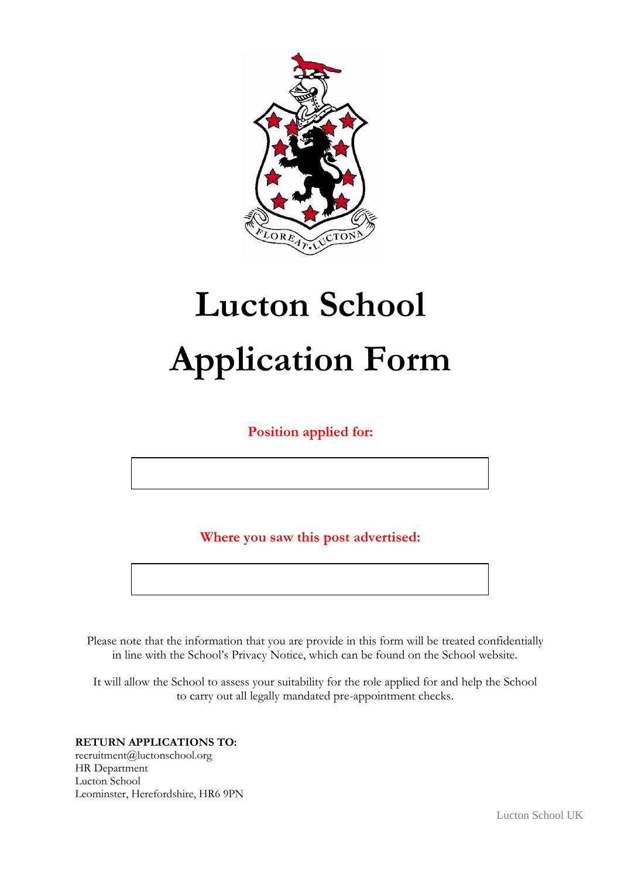# Lucton School Application Form

**Position applied for:**

| |
|---|
| |

**Where you saw this post advertised:**

| |
|---|
| |

Please note that the information that you are provide in this form will be treated confidentially in line with the School's Privacy Notice, which can be found on the School website.

It will allow the School to assess your suitability for the role applied for and help the School to carry out all legally mandated pre-appointment checks.

**RETURN APPLICATIONS TO:**
recruitment@luctonschool.org
HR Department
Lucton School
Leominster, Herefordshire, HR6 9PN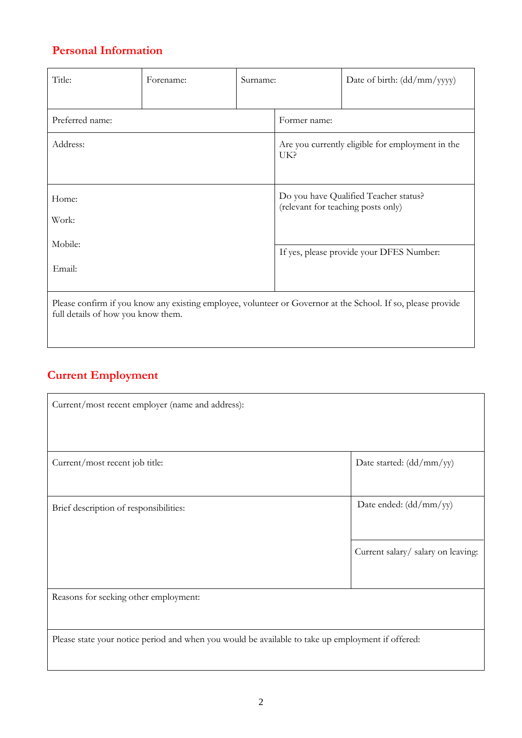## Personal Information

| Title: | Forename: | Surname: | Date of birth: (dd/mm/yyyy) |
|---|---|---|---|
| Preferred name: | | Former name: | |
| Address: | | Are you currently eligible for employment in the UK? | |
| Home:<br><br>Work:<br><br>Mobile:<br><br>Email: | | Do you have Qualified Teacher status? (relevant for teaching posts only)<br><br>If yes, please provide your DFES Number: | |
| Please confirm if you know any existing employee, volunteer or Governor at the School. If so, please provide full details of how you know them. | | | |

## Current Employment

| Current/most recent employer (name and address): | |
|---|---|
| Current/most recent job title: | Date started: (dd/mm/yy) |
| Brief description of responsibilities: | Date ended: (dd/mm/yy) |
| | Current salary/ salary on leaving: |
| Reasons for seeking other employment: | |
| Please state your notice period and when you would be available to take up employment if offered: | |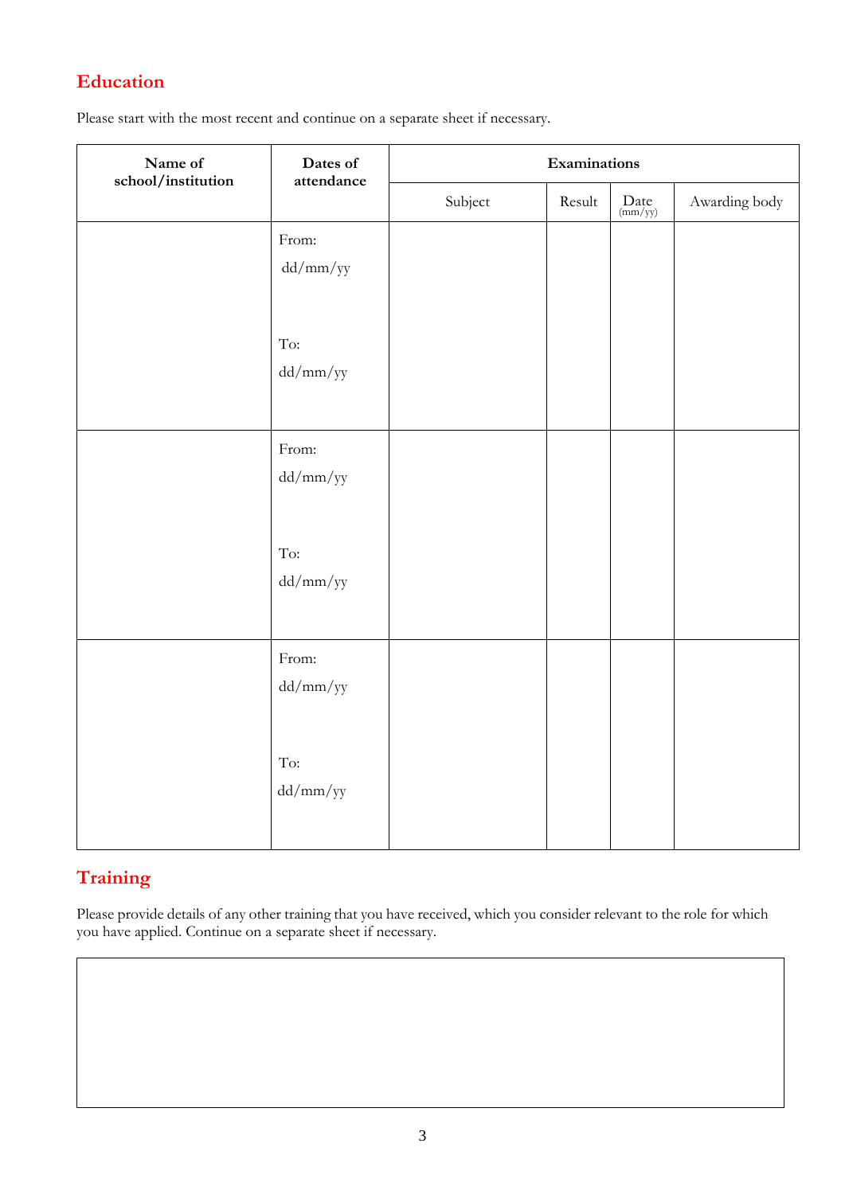## Education

Please start with the most recent and continue on a separate sheet if necessary.

| Name of school/institution | Dates of attendance | Examinations | | | |
|---|---|---|---|---|---|
| | | Subject | Result | Date (mm/yy) | Awarding body |
| | From: dd/mm/yy<br><br>To: dd/mm/yy | | | | |
| | From: dd/mm/yy<br><br>To: dd/mm/yy | | | | |
| | From: dd/mm/yy<br><br>To: dd/mm/yy | | | | |

## Training

Please provide details of any other training that you have received, which you consider relevant to the role for which you have applied. Continue on a separate sheet if necessary.

| |
|---|
| |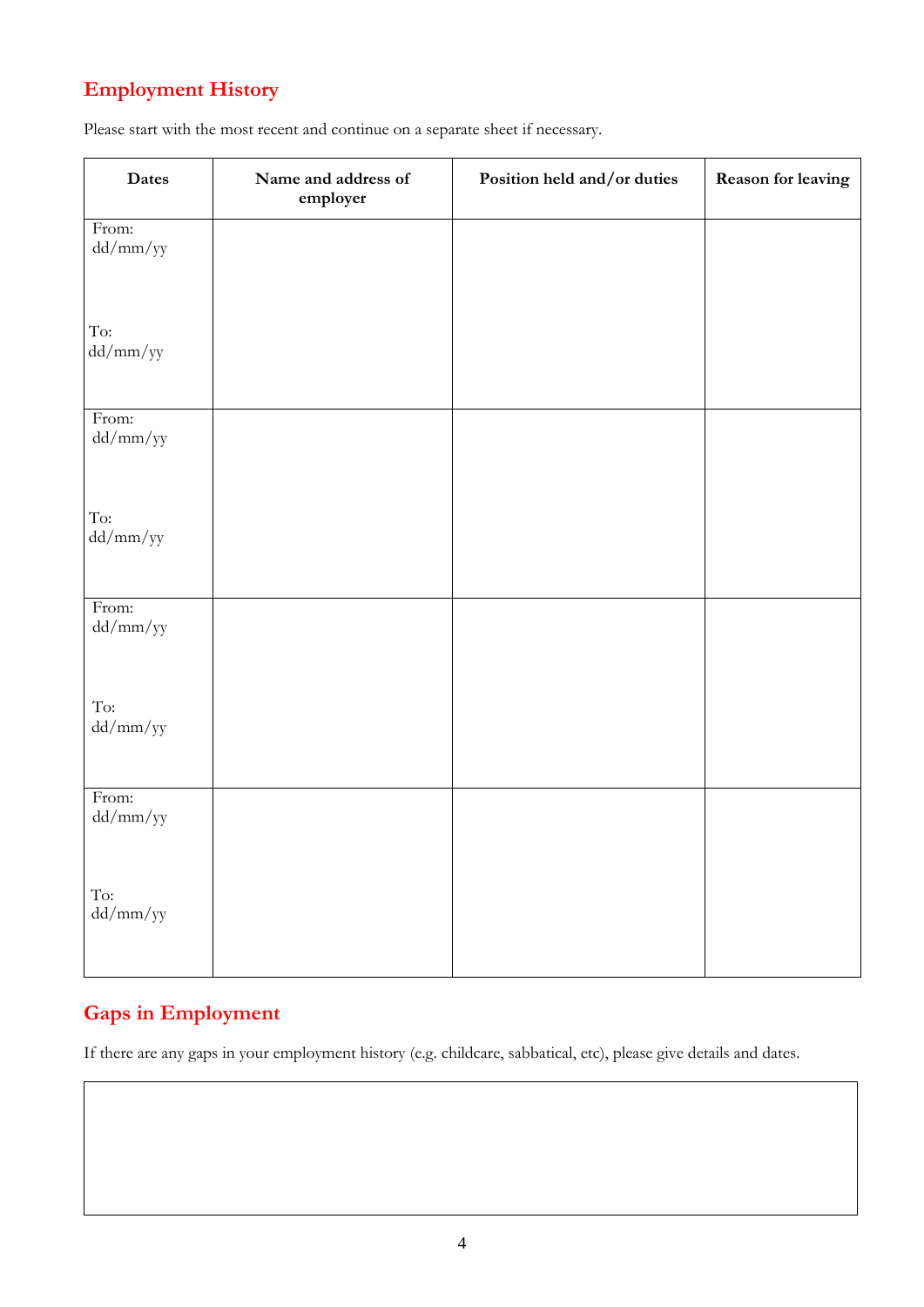## Employment History

Please start with the most recent and continue on a separate sheet if necessary.

| Dates | Name and address of employer | Position held and/or duties | Reason for leaving |
|---|---|---|---|
| From: dd/mm/yy<br><br>To: dd/mm/yy | | | |
| From: dd/mm/yy<br><br>To: dd/mm/yy | | | |
| From: dd/mm/yy<br><br>To: dd/mm/yy | | | |
| From: dd/mm/yy<br><br>To: dd/mm/yy | | | |

## Gaps in Employment

If there are any gaps in your employment history (e.g. childcare, sabbatical, etc), please give details and dates.

| |
|---|
| |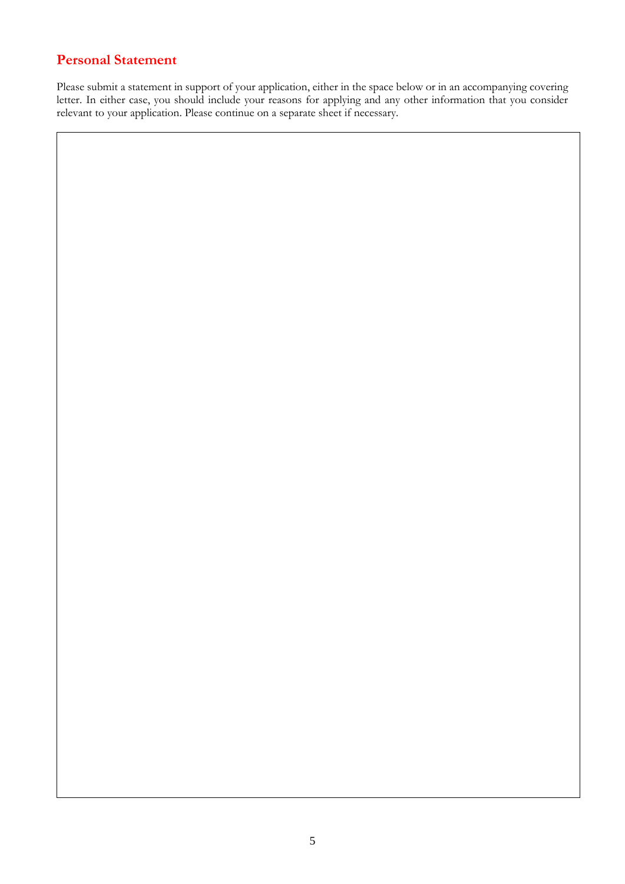## Personal Statement

Please submit a statement in support of your application, either in the space below or in an accompanying covering letter. In either case, you should include your reasons for applying and any other information that you consider relevant to your application. Please continue on a separate sheet if necessary.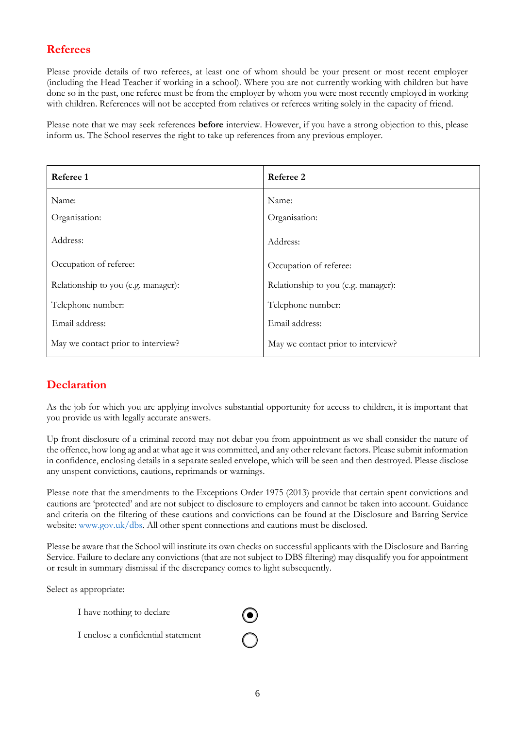## Referees

Please provide details of two referees, at least one of whom should be your present or most recent employer (including the Head Teacher if working in a school). Where you are not currently working with children but have done so in the past, one referee must be from the employer by whom you were most recently employed in working with children. References will not be accepted from relatives or referees writing solely in the capacity of friend.

Please note that we may seek references **before** interview. However, if you have a strong objection to this, please inform us. The School reserves the right to take up references from any previous employer.

| **Referee 1** | **Referee 2** |
|---|---|
| Name: | Name: |
| Organisation: | Organisation: |
| Address: | Address: |
| Occupation of referee: | Occupation of referee: |
| Relationship to you (e.g. manager): | Relationship to you (e.g. manager): |
| Telephone number: | Telephone number: |
| Email address: | Email address: |
| May we contact prior to interview? | May we contact prior to interview? |

## Declaration

As the job for which you are applying involves substantial opportunity for access to children, it is important that you provide us with legally accurate answers.

Up front disclosure of a criminal record may not debar you from appointment as we shall consider the nature of the offence, how long ag and at what age it was committed, and any other relevant factors. Please submit information in confidence, enclosing details in a separate sealed envelope, which will be seen and then destroyed. Please disclose any unspent convictions, cautions, reprimands or warnings.

Please note that the amendments to the Exceptions Order 1975 (2013) provide that certain spent convictions and cautions are 'protected' and are not subject to disclosure to employers and cannot be taken into account. Guidance and criteria on the filtering of these cautions and convictions can be found at the Disclosure and Barring Service website: www.gov.uk/dbs. All other spent connections and cautions must be disclosed.

Please be aware that the School will institute its own checks on successful applicants with the Disclosure and Barring Service. Failure to declare any convictions (that are not subject to DBS filtering) may disqualify you for appointment or result in summary dismissal if the discrepancy comes to light subsequently.

Select as appropriate:

- (●) I have nothing to declare
- ( ) I enclose a confidential statement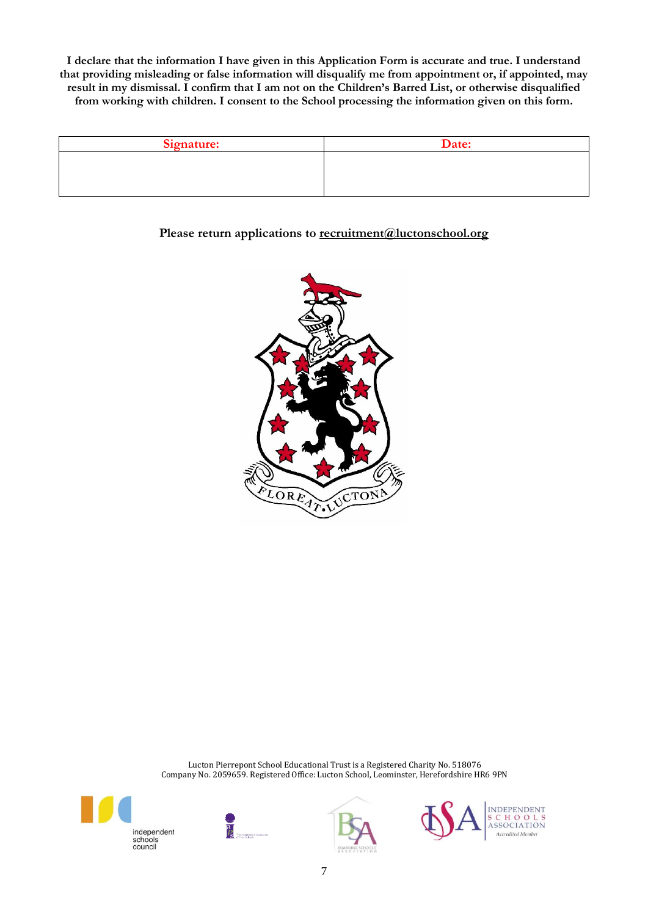**I declare that the information I have given in this Application Form is accurate and true. I understand that providing misleading or false information will disqualify me from appointment or, if appointed, may result in my dismissal. I confirm that I am not on the Children's Barred List, or otherwise disqualified from working with children. I consent to the School processing the information given on this form.**

| Signature: | Date: |
| --- | --- |
| | |

**Please return applications to recruitment@luctonschool.org**

Lucton Pierrepont School Educational Trust is a Registered Charity No. 518076
Company No. 2059659. Registered Office: Lucton School, Leominster, Herefordshire HR6 9PN